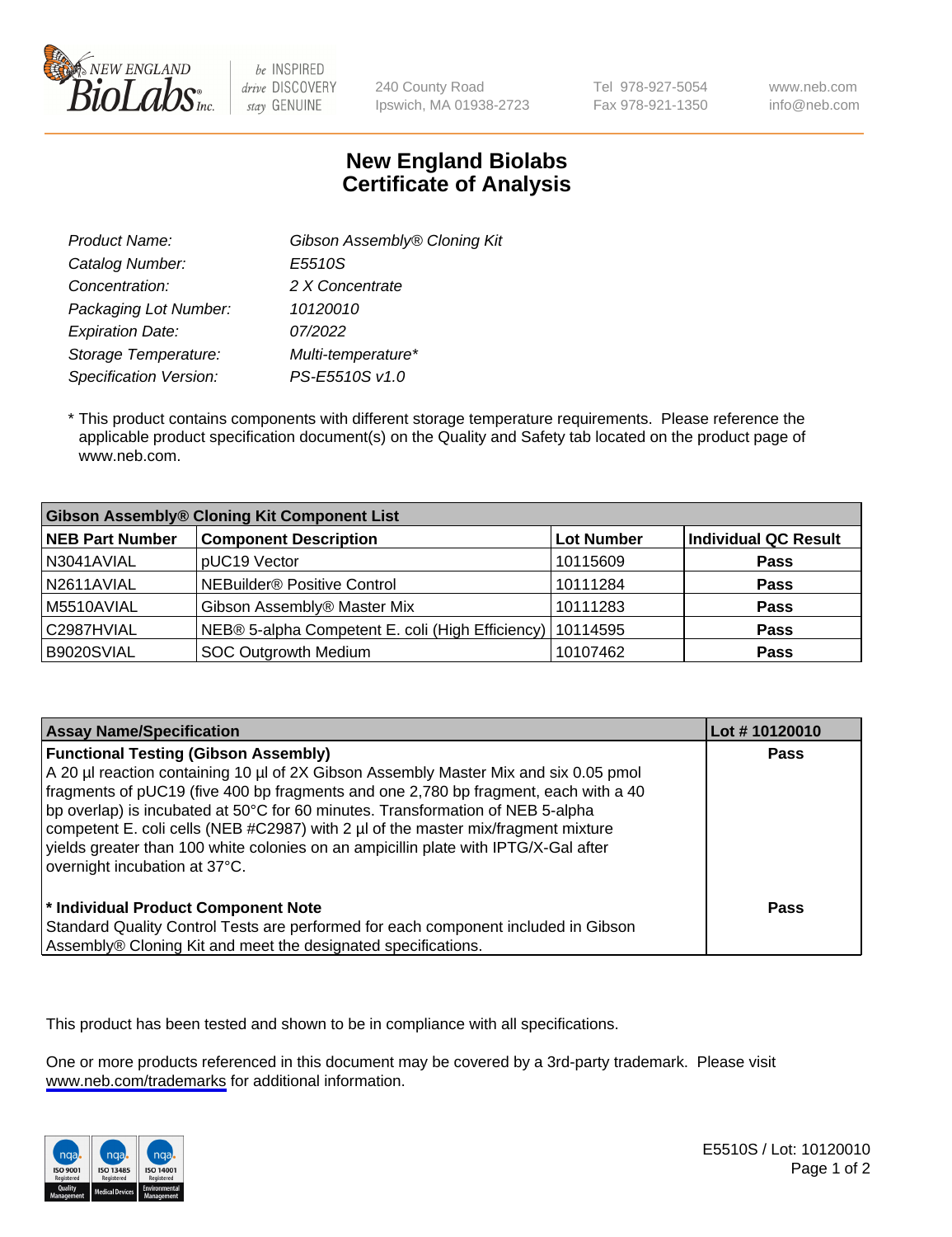# New England Biolabs Certificate of Analysis

| | |
|---|---|
| *Product Name:* | *Gibson Assembly® Cloning Kit* |
| *Catalog Number:* | *E5510S* |
| *Concentration:* | *2 X Concentrate* |
| *Packaging Lot Number:* | *10120010* |
| *Expiration Date:* | *07/2022* |
| *Storage Temperature:* | *Multi-temperature** |
| *Specification Version:* | *PS-E5510S v1.0* |

* This product contains components with different storage temperature requirements. Please reference the applicable product specification document(s) on the Quality and Safety tab located on the product page of www.neb.com.

| **Gibson Assembly® Cloning Kit Component List** | | | |
|---|---|---|---|
| **NEB Part Number** | **Component Description** | **Lot Number** | **Individual QC Result** |
| N3041AVIAL | pUC19 Vector | 10115609 | **Pass** |
| N2611AVIAL | NEBuilder® Positive Control | 10111284 | **Pass** |
| M5510AVIAL | Gibson Assembly® Master Mix | 10111283 | **Pass** |
| C2987HVIAL | NEB® 5-alpha Competent E. coli (High Efficiency) | 10114595 | **Pass** |
| B9020SVIAL | SOC Outgrowth Medium | 10107462 | **Pass** |

| **Assay Name/Specification** | **Lot # 10120010** |
|---|---|
| **Functional Testing (Gibson Assembly)**<br>A 20 µl reaction containing 10 µl of 2X Gibson Assembly Master Mix and six 0.05 pmol fragments of pUC19 (five 400 bp fragments and one 2,780 bp fragment, each with a 40 bp overlap) is incubated at 50°C for 60 minutes. Transformation of NEB 5-alpha competent E. coli cells (NEB #C2987) with 2 µl of the master mix/fragment mixture yields greater than 100 white colonies on an ampicillin plate with IPTG/X-Gal after overnight incubation at 37°C. | **Pass** |
| *** Individual Product Component Note**<br>Standard Quality Control Tests are performed for each component included in Gibson Assembly® Cloning Kit and meet the designated specifications. | **Pass** |

This product has been tested and shown to be in compliance with all specifications.

One or more products referenced in this document may be covered by a 3rd-party trademark. Please visit www.neb.com/trademarks for additional information.

E5510S / Lot: 10120010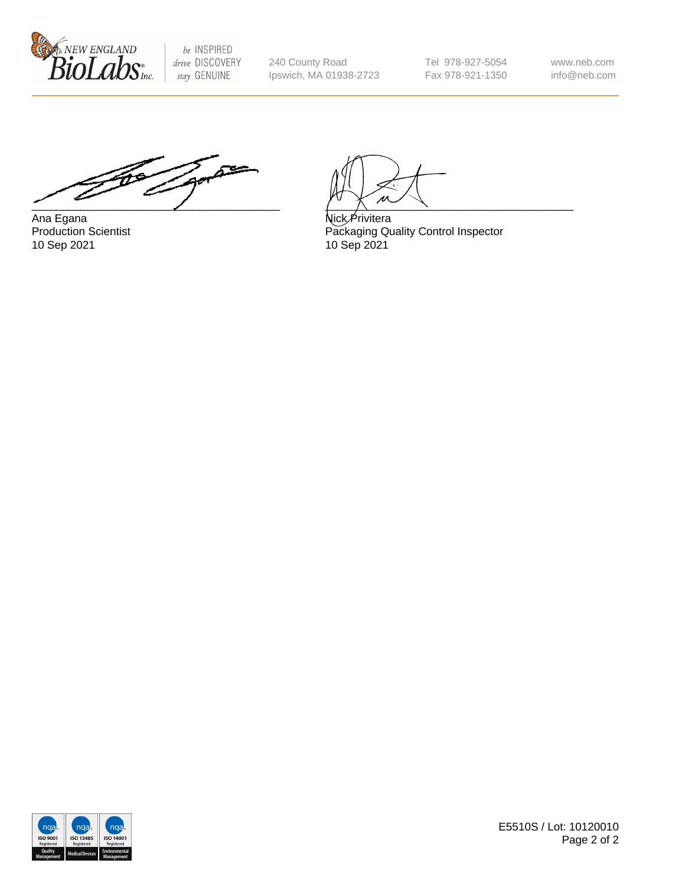Ana Egana
Production Scientist
10 Sep 2021

Nick Privitera
Packaging Quality Control Inspector
10 Sep 2021

E5510S / Lot: 10120010